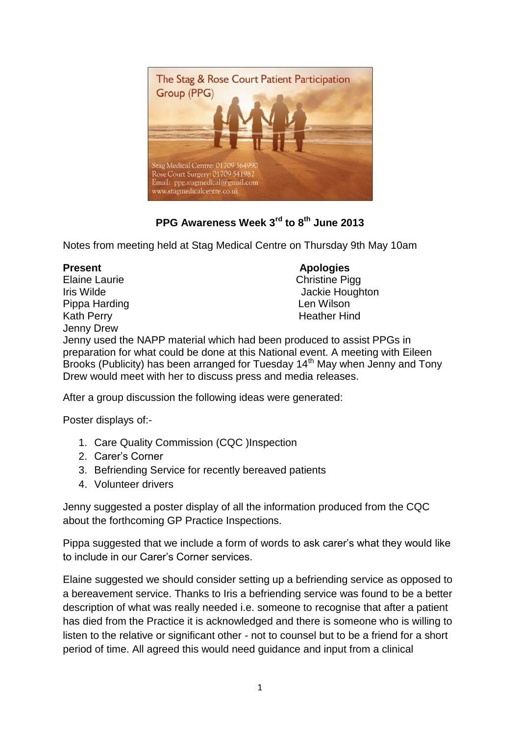The Stag & Rose Court Patient Participation Group (PPG)

Stag Medical Centre: 01709 364990
Rose Court Surgery: 01709 541982
Email: ppg.stagmedical@gmail.com
www.stagmedicalcentre.co.uk

## PPG Awareness Week 3rd to 8th June 2013

Notes from meeting held at Stag Medical Centre on Thursday 9th May 10am

| **Present** | **Apologies** |
|---|---|
| Elaine Laurie | Christine Pigg |
| Iris Wilde | Jackie Houghton |
| Pippa Harding | Len Wilson |
| Kath Perry | Heather Hind |
| Jenny Drew | |

Jenny used the NAPP material which had been produced to assist PPGs in preparation for what could be done at this National event. A meeting with Eileen Brooks (Publicity) has been arranged for Tuesday 14th May when Jenny and Tony Drew would meet with her to discuss press and media releases.

After a group discussion the following ideas were generated:

Poster displays of:-

1. Care Quality Commission (CQC )Inspection
2. Carer's Corner
3. Befriending Service for recently bereaved patients
4. Volunteer drivers

Jenny suggested a poster display of all the information produced from the CQC about the forthcoming GP Practice Inspections.

Pippa suggested that we include a form of words to ask carer's what they would like to include in our Carer's Corner services.

Elaine suggested we should consider setting up a befriending service as opposed to a bereavement service. Thanks to Iris a befriending service was found to be a better description of what was really needed i.e. someone to recognise that after a patient has died from the Practice it is acknowledged and there is someone who is willing to listen to the relative or significant other - not to counsel but to be a friend for a short period of time. All agreed this would need guidance and input from a clinical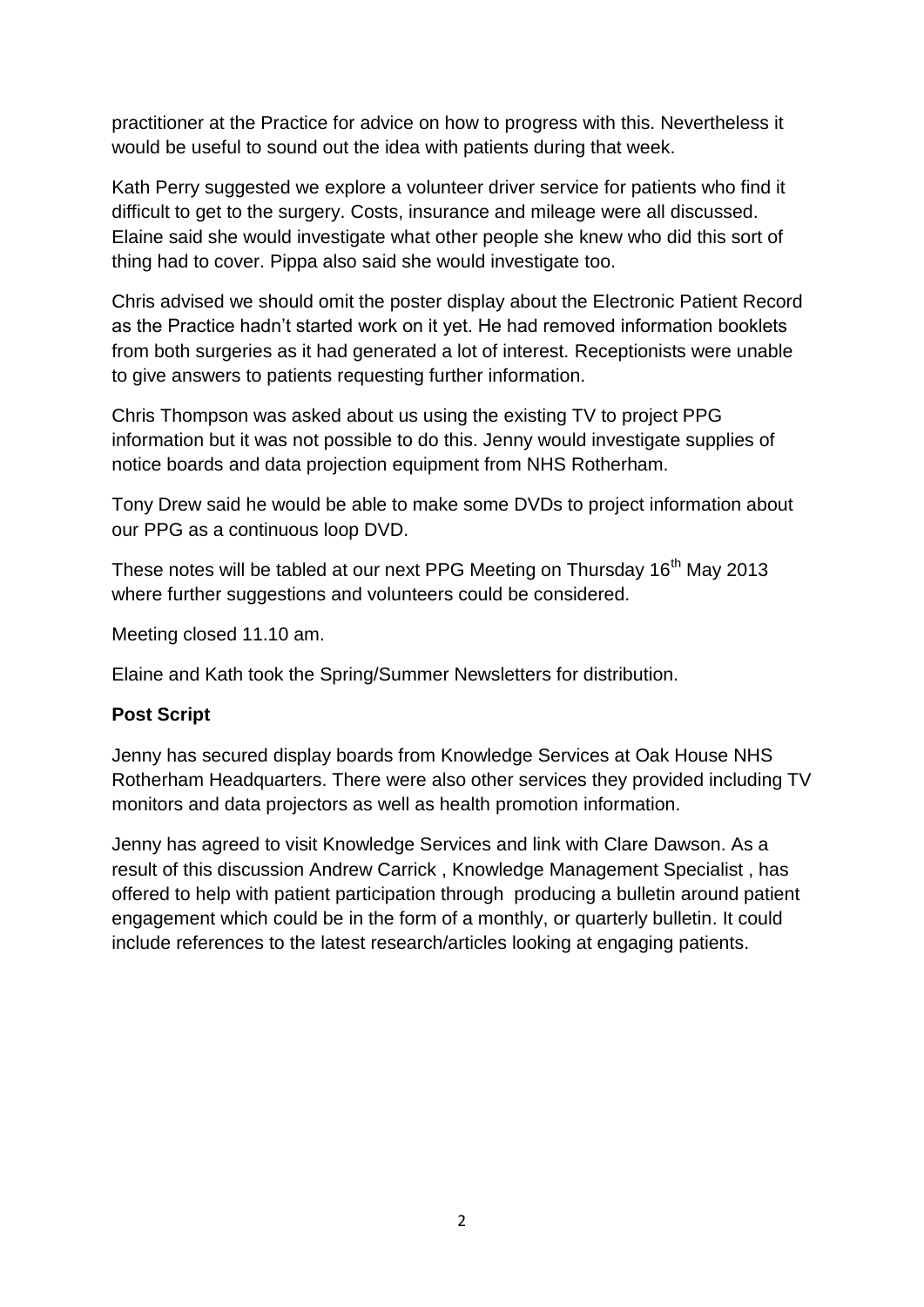practitioner at the Practice for advice on how to progress with this. Nevertheless it would be useful to sound out the idea with patients during that week.

Kath Perry suggested we explore a volunteer driver service for patients who find it difficult to get to the surgery. Costs, insurance and mileage were all discussed. Elaine said she would investigate what other people she knew who did this sort of thing had to cover. Pippa also said she would investigate too.

Chris advised we should omit the poster display about the Electronic Patient Record as the Practice hadn't started work on it yet. He had removed information booklets from both surgeries as it had generated a lot of interest. Receptionists were unable to give answers to patients requesting further information.

Chris Thompson was asked about us using the existing TV to project PPG information but it was not possible to do this. Jenny would investigate supplies of notice boards and data projection equipment from NHS Rotherham.

Tony Drew said he would be able to make some DVDs to project information about our PPG as a continuous loop DVD.

These notes will be tabled at our next PPG Meeting on Thursday 16th May 2013 where further suggestions and volunteers could be considered.

Meeting closed 11.10 am.

Elaine and Kath took the Spring/Summer Newsletters for distribution.

**Post Script**

Jenny has secured display boards from Knowledge Services at Oak House NHS Rotherham Headquarters. There were also other services they provided including TV monitors and data projectors as well as health promotion information.

Jenny has agreed to visit Knowledge Services and link with Clare Dawson. As a result of this discussion Andrew Carrick , Knowledge Management Specialist , has offered to help with patient participation through producing a bulletin around patient engagement which could be in the form of a monthly, or quarterly bulletin. It could include references to the latest research/articles looking at engaging patients.